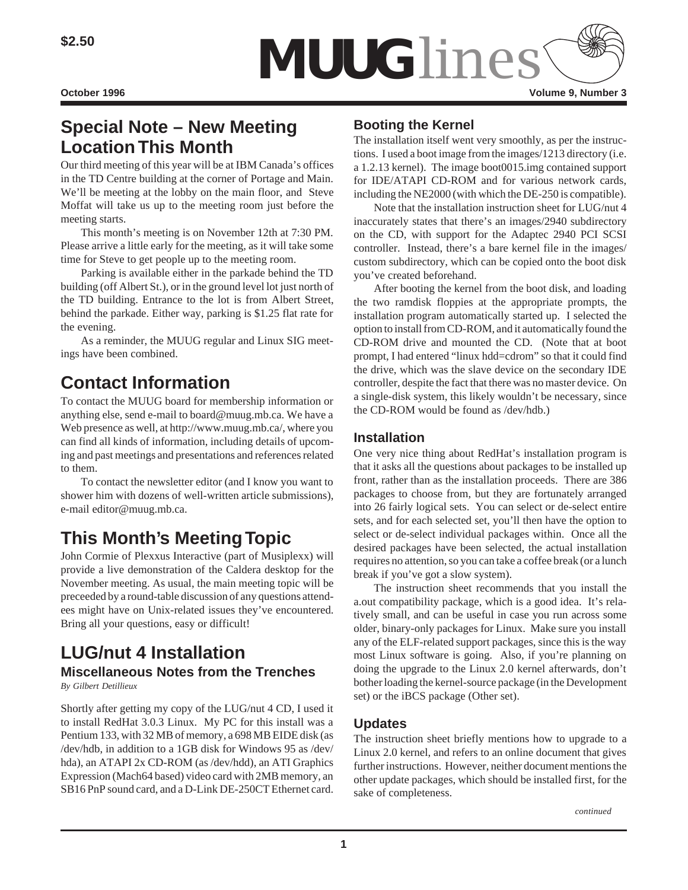$2.50

# MUUGlines

October 1996 Volume 9, Number 3

## Special Note – New Meeting Location This Month

Our third meeting of this year will be at IBM Canada's offices in the TD Centre building at the corner of Portage and Main. We'll be meeting at the lobby on the main floor, and Steve Moffat will take us up to the meeting room just before the meeting starts.

This month's meeting is on November 12th at 7:30 PM. Please arrive a little early for the meeting, as it will take some time for Steve to get people up to the meeting room.

Parking is available either in the parkade behind the TD building (off Albert St.), or in the ground level lot just north of the TD building. Entrance to the lot is from Albert Street, behind the parkade. Either way, parking is $1.25 flat rate for the evening.

As a reminder, the MUUG regular and Linux SIG meetings have been combined.

## Contact Information

To contact the MUUG board for membership information or anything else, send e-mail to board@muug.mb.ca. We have a Web presence as well, at http://www.muug.mb.ca/, where you can find all kinds of information, including details of upcoming and past meetings and presentations and references related to them.

To contact the newsletter editor (and I know you want to shower him with dozens of well-written article submissions), e-mail editor@muug.mb.ca.

## This Month's Meeting Topic

John Cormie of Plexxus Interactive (part of Musiplexx) will provide a live demonstration of the Caldera desktop for the November meeting. As usual, the main meeting topic will be preceeded by a round-table discussion of any questions attendees might have on Unix-related issues they've encountered. Bring all your questions, easy or difficult!

## LUG/nut 4 Installation

### Miscellaneous Notes from the Trenches

*By Gilbert Detillieux*

Shortly after getting my copy of the LUG/nut 4 CD, I used it to install RedHat 3.0.3 Linux. My PC for this install was a Pentium 133, with 32 MB of memory, a 698 MB EIDE disk (as /dev/hdb, in addition to a 1GB disk for Windows 95 as /dev/hda), an ATAPI 2x CD-ROM (as /dev/hdd), an ATI Graphics Expression (Mach64 based) video card with 2MB memory, an SB16 PnP sound card, and a D-Link DE-250CT Ethernet card.

### Booting the Kernel

The installation itself went very smoothly, as per the instructions. I used a boot image from the images/1213 directory (i.e. a 1.2.13 kernel). The image boot0015.img contained support for IDE/ATAPI CD-ROM and for various network cards, including the NE2000 (with which the DE-250 is compatible).

Note that the installation instruction sheet for LUG/nut 4 inaccurately states that there's an images/2940 subdirectory on the CD, with support for the Adaptec 2940 PCI SCSI controller. Instead, there's a bare kernel file in the images/custom subdirectory, which can be copied onto the boot disk you've created beforehand.

After booting the kernel from the boot disk, and loading the two ramdisk floppies at the appropriate prompts, the installation program automatically started up. I selected the option to install from CD-ROM, and it automatically found the CD-ROM drive and mounted the CD. (Note that at boot prompt, I had entered "linux hdd=cdrom" so that it could find the drive, which was the slave device on the secondary IDE controller, despite the fact that there was no master device. On a single-disk system, this likely wouldn't be necessary, since the CD-ROM would be found as /dev/hdb.)

### Installation

One very nice thing about RedHat's installation program is that it asks all the questions about packages to be installed up front, rather than as the installation proceeds. There are 386 packages to choose from, but they are fortunately arranged into 26 fairly logical sets. You can select or de-select entire sets, and for each selected set, you'll then have the option to select or de-select individual packages within. Once all the desired packages have been selected, the actual installation requires no attention, so you can take a coffee break (or a lunch break if you've got a slow system).

The instruction sheet recommends that you install the a.out compatibility package, which is a good idea. It's relatively small, and can be useful in case you run across some older, binary-only packages for Linux. Make sure you install any of the ELF-related support packages, since this is the way most Linux software is going. Also, if you're planning on doing the upgrade to the Linux 2.0 kernel afterwards, don't bother loading the kernel-source package (in the Development set) or the iBCS package (Other set).

### Updates

The instruction sheet briefly mentions how to upgrade to a Linux 2.0 kernel, and refers to an online document that gives further instructions. However, neither document mentions the other update packages, which should be installed first, for the sake of completeness.

*continued*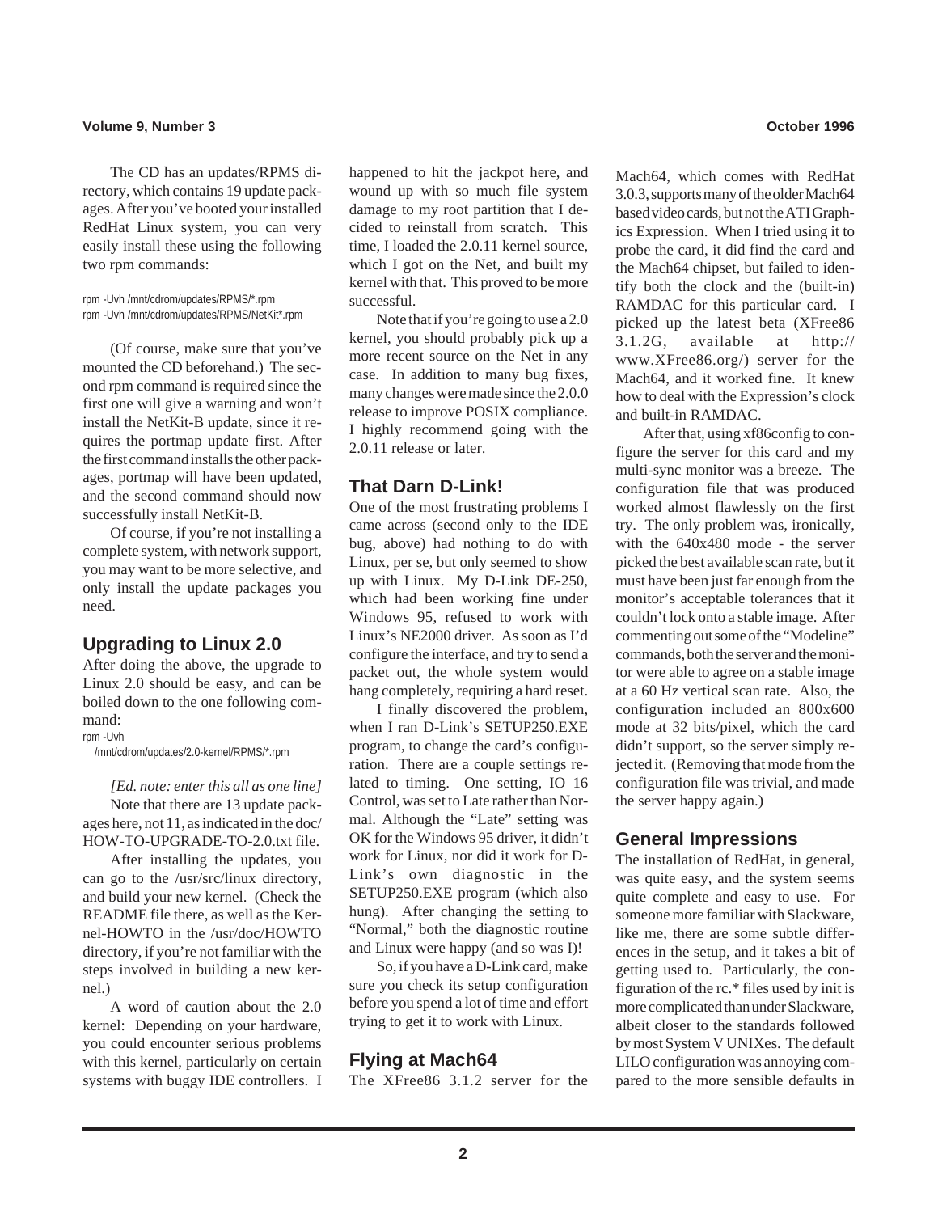The CD has an updates/RPMS directory, which contains 19 update packages. After you've booted your installed RedHat Linux system, you can very easily install these using the following two rpm commands:

```
rpm -Uvh /mnt/cdrom/updates/RPMS/*.rpm
rpm -Uvh /mnt/cdrom/updates/RPMS/NetKit*.rpm
```

(Of course, make sure that you've mounted the CD beforehand.) The second rpm command is required since the first one will give a warning and won't install the NetKit-B update, since it requires the portmap update first. After the first command installs the other packages, portmap will have been updated, and the second command should now successfully install NetKit-B.

Of course, if you're not installing a complete system, with network support, you may want to be more selective, and only install the update packages you need.

## Upgrading to Linux 2.0

After doing the above, the upgrade to Linux 2.0 should be easy, and can be boiled down to the one following command:

```
rpm -Uvh
  /mnt/cdrom/updates/2.0-kernel/RPMS/*.rpm
```

*[Ed. note: enter this all as one line]*

Note that there are 13 update packages here, not 11, as indicated in the doc/HOW-TO-UPGRADE-TO-2.0.txt file.

After installing the updates, you can go to the /usr/src/linux directory, and build your new kernel. (Check the README file there, as well as the Kernel-HOWTO in the /usr/doc/HOWTO directory, if you're not familiar with the steps involved in building a new kernel.)

A word of caution about the 2.0 kernel: Depending on your hardware, you could encounter serious problems with this kernel, particularly on certain systems with buggy IDE controllers. I happened to hit the jackpot here, and wound up with so much file system damage to my root partition that I decided to reinstall from scratch. This time, I loaded the 2.0.11 kernel source, which I got on the Net, and built my kernel with that. This proved to be more successful.

Note that if you're going to use a 2.0 kernel, you should probably pick up a more recent source on the Net in any case. In addition to many bug fixes, many changes were made since the 2.0.0 release to improve POSIX compliance. I highly recommend going with the 2.0.11 release or later.

## That Darn D-Link!

One of the most frustrating problems I came across (second only to the IDE bug, above) had nothing to do with Linux, per se, but only seemed to show up with Linux. My D-Link DE-250, which had been working fine under Windows 95, refused to work with Linux's NE2000 driver. As soon as I'd configure the interface, and try to send a packet out, the whole system would hang completely, requiring a hard reset.

I finally discovered the problem, when I ran D-Link's SETUP250.EXE program, to change the card's configuration. There are a couple settings related to timing. One setting, IO 16 Control, was set to Late rather than Normal. Although the "Late" setting was OK for the Windows 95 driver, it didn't work for Linux, nor did it work for D-Link's own diagnostic in the SETUP250.EXE program (which also hung). After changing the setting to "Normal," both the diagnostic routine and Linux were happy (and so was I)!

So, if you have a D-Link card, make sure you check its setup configuration before you spend a lot of time and effort trying to get it to work with Linux.

## Flying at Mach64

The XFree86 3.1.2 server for the Mach64, which comes with RedHat 3.0.3, supports many of the older Mach64 based video cards, but not the ATI Graphics Expression. When I tried using it to probe the card, it did find the card and the Mach64 chipset, but failed to identify both the clock and the (built-in) RAMDAC for this particular card. I picked up the latest beta (XFree86 3.1.2G, available at http://www.XFree86.org/) server for the Mach64, and it worked fine. It knew how to deal with the Expression's clock and built-in RAMDAC.

After that, using xf86config to configure the server for this card and my multi-sync monitor was a breeze. The configuration file that was produced worked almost flawlessly on the first try. The only problem was, ironically, with the 640x480 mode - the server picked the best available scan rate, but it must have been just far enough from the monitor's acceptable tolerances that it couldn't lock onto a stable image. After commenting out some of the "Modeline" commands, both the server and the monitor were able to agree on a stable image at a 60 Hz vertical scan rate. Also, the configuration included an 800x600 mode at 32 bits/pixel, which the card didn't support, so the server simply rejected it. (Removing that mode from the configuration file was trivial, and made the server happy again.)

## General Impressions

The installation of RedHat, in general, was quite easy, and the system seems quite complete and easy to use. For someone more familiar with Slackware, like me, there are some subtle differences in the setup, and it takes a bit of getting used to. Particularly, the configuration of the rc.* files used by init is more complicated than under Slackware, albeit closer to the standards followed by most System V UNIXes. The default LILO configuration was annoying compared to the more sensible defaults in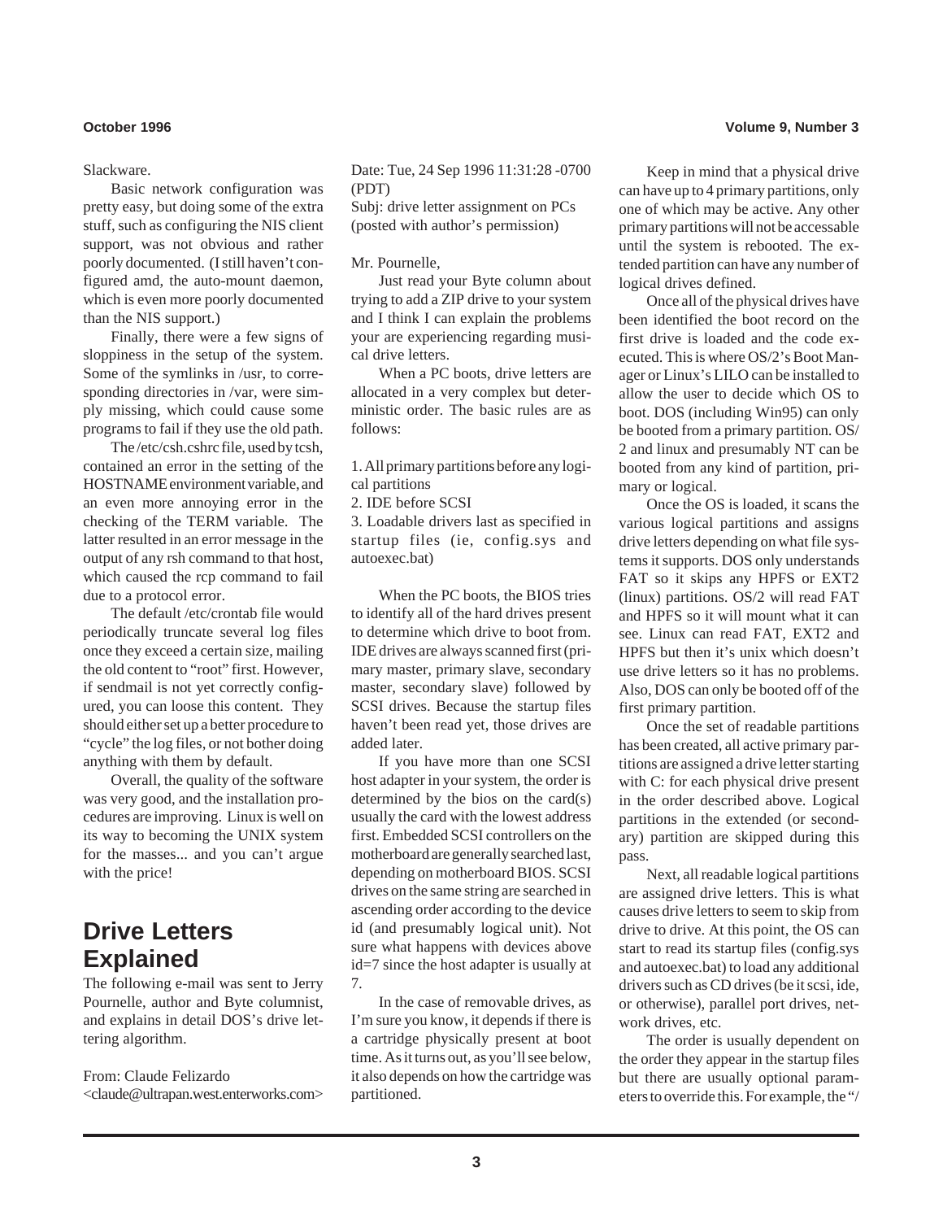Slackware.

Basic network configuration was pretty easy, but doing some of the extra stuff, such as configuring the NIS client support, was not obvious and rather poorly documented. (I still haven't configured amd, the auto-mount daemon, which is even more poorly documented than the NIS support.)

Finally, there were a few signs of sloppiness in the setup of the system. Some of the symlinks in /usr, to corresponding directories in /var, were simply missing, which could cause some programs to fail if they use the old path.

The /etc/csh.cshrc file, used by tcsh, contained an error in the setting of the HOSTNAME environment variable, and an even more annoying error in the checking of the TERM variable. The latter resulted in an error message in the output of any rsh command to that host, which caused the rcp command to fail due to a protocol error.

The default /etc/crontab file would periodically truncate several log files once they exceed a certain size, mailing the old content to "root" first. However, if sendmail is not yet correctly configured, you can loose this content. They should either set up a better procedure to "cycle" the log files, or not bother doing anything with them by default.

Overall, the quality of the software was very good, and the installation procedures are improving. Linux is well on its way to becoming the UNIX system for the masses... and you can't argue with the price!

# Drive Letters Explained

The following e-mail was sent to Jerry Pournelle, author and Byte columnist, and explains in detail DOS's drive lettering algorithm.

From: Claude Felizardo
<claude@ultrapan.west.enterworks.com>
Date: Tue, 24 Sep 1996 11:31:28 -0700 (PDT)
Subj: drive letter assignment on PCs (posted with author's permission)

Mr. Pournelle,

Just read your Byte column about trying to add a ZIP drive to your system and I think I can explain the problems your are experiencing regarding musical drive letters.

When a PC boots, drive letters are allocated in a very complex but deterministic order. The basic rules are as follows:

1. All primary partitions before any logical partitions
2. IDE before SCSI
3. Loadable drivers last as specified in startup files (ie, config.sys and autoexec.bat)

When the PC boots, the BIOS tries to identify all of the hard drives present to determine which drive to boot from. IDE drives are always scanned first (primary master, primary slave, secondary master, secondary slave) followed by SCSI drives. Because the startup files haven't been read yet, those drives are added later.

If you have more than one SCSI host adapter in your system, the order is determined by the bios on the card(s) usually the card with the lowest address first. Embedded SCSI controllers on the motherboard are generally searched last, depending on motherboard BIOS. SCSI drives on the same string are searched in ascending order according to the device id (and presumably logical unit). Not sure what happens with devices above id=7 since the host adapter is usually at 7.

In the case of removable drives, as I'm sure you know, it depends if there is a cartridge physically present at boot time. As it turns out, as you'll see below, it also depends on how the cartridge was partitioned.

Keep in mind that a physical drive can have up to 4 primary partitions, only one of which may be active. Any other primary partitions will not be accessable until the system is rebooted. The extended partition can have any number of logical drives defined.

Once all of the physical drives have been identified the boot record on the first drive is loaded and the code executed. This is where OS/2's Boot Manager or Linux's LILO can be installed to allow the user to decide which OS to boot. DOS (including Win95) can only be booted from a primary partition. OS/2 and linux and presumably NT can be booted from any kind of partition, primary or logical.

Once the OS is loaded, it scans the various logical partitions and assigns drive letters depending on what file systems it supports. DOS only understands FAT so it skips any HPFS or EXT2 (linux) partitions. OS/2 will read FAT and HPFS so it will mount what it can see. Linux can read FAT, EXT2 and HPFS but then it's unix which doesn't use drive letters so it has no problems. Also, DOS can only be booted off of the first primary partition.

Once the set of readable partitions has been created, all active primary partitions are assigned a drive letter starting with C: for each physical drive present in the order described above. Logical partitions in the extended (or secondary) partition are skipped during this pass.

Next, all readable logical partitions are assigned drive letters. This is what causes drive letters to seem to skip from drive to drive. At this point, the OS can start to read its startup files (config.sys and autoexec.bat) to load any additional drivers such as CD drives (be it scsi, ide, or otherwise), parallel port drives, network drives, etc.

The order is usually dependent on the order they appear in the startup files but there are usually optional parameters to override this. For example, the "/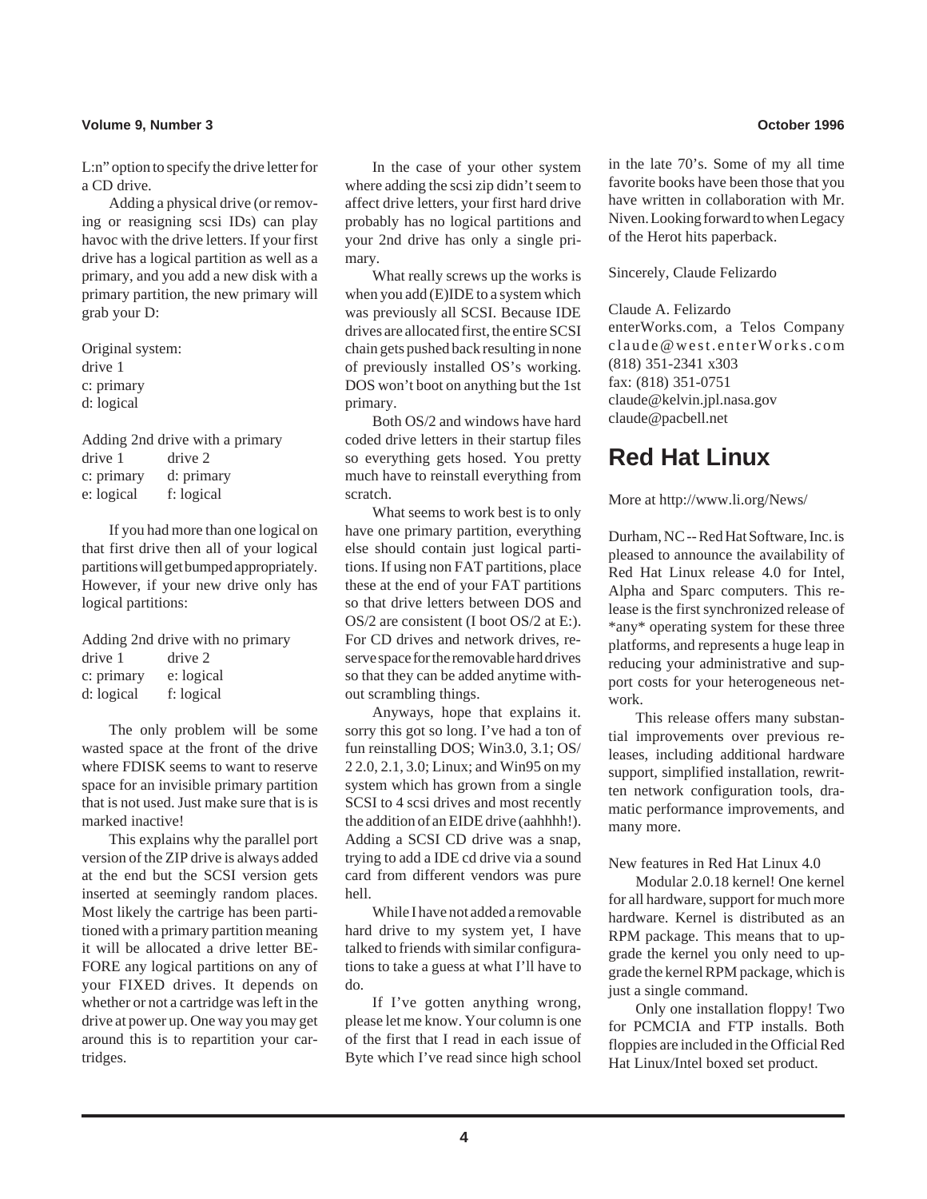L:n" option to specify the drive letter for a CD drive.

Adding a physical drive (or removing or reasigning scsi IDs) can play havoc with the drive letters. If your first drive has a logical partition as well as a primary, and you add a new disk with a primary partition, the new primary will grab your D:

Original system:
drive 1
c: primary
d: logical

Adding 2nd drive with a primary

| | |
|---|---|
| drive 1 | drive 2 |
| c: primary | d: primary |
| e: logical | f: logical |

If you had more than one logical on that first drive then all of your logical partitions will get bumped appropriately. However, if your new drive only has logical partitions:

Adding 2nd drive with no primary

| | |
|---|---|
| drive 1 | drive 2 |
| c: primary | e: logical |
| d: logical | f: logical |

The only problem will be some wasted space at the front of the drive where FDISK seems to want to reserve space for an invisible primary partition that is not used. Just make sure that is is marked inactive!

This explains why the parallel port version of the ZIP drive is always added at the end but the SCSI version gets inserted at seemingly random places. Most likely the cartrige has been partitioned with a primary partition meaning it will be allocated a drive letter BEFORE any logical partitions on any of your FIXED drives. It depends on whether or not a cartridge was left in the drive at power up. One way you may get around this is to repartition your cartridges.

In the case of your other system where adding the scsi zip didn't seem to affect drive letters, your first hard drive probably has no logical partitions and your 2nd drive has only a single primary.

What really screws up the works is when you add (E)IDE to a system which was previously all SCSI. Because IDE drives are allocated first, the entire SCSI chain gets pushed back resulting in none of previously installed OS's working. DOS won't boot on anything but the 1st primary.

Both OS/2 and windows have hard coded drive letters in their startup files so everything gets hosed. You pretty much have to reinstall everything from scratch.

What seems to work best is to only have one primary partition, everything else should contain just logical partitions. If using non FAT partitions, place these at the end of your FAT partitions so that drive letters between DOS and OS/2 are consistent (I boot OS/2 at E:). For CD drives and network drives, reserve space for the removable hard drives so that they can be added anytime without scrambling things.

Anyways, hope that explains it. sorry this got so long. I've had a ton of fun reinstalling DOS; Win3.0, 3.1; OS/2 2.0, 2.1, 3.0; Linux; and Win95 on my system which has grown from a single SCSI to 4 scsi drives and most recently the addition of an EIDE drive (aahhhh!). Adding a SCSI CD drive was a snap, trying to add a IDE cd drive via a sound card from different vendors was pure hell.

While I have not added a removable hard drive to my system yet, I have talked to friends with similar configurations to take a guess at what I'll have to do.

If I've gotten anything wrong, please let me know. Your column is one of the first that I read in each issue of Byte which I've read since high school in the late 70's. Some of my all time favorite books have been those that you have written in collaboration with Mr. Niven. Looking forward to when Legacy of the Herot hits paperback.

Sincerely, Claude Felizardo

Claude A. Felizardo
enterWorks.com, a Telos Company
claude@west.enterWorks.com
(818) 351-2341 x303
fax: (818) 351-0751
claude@kelvin.jpl.nasa.gov
claude@pacbell.net

# Red Hat Linux

More at http://www.li.org/News/

Durham, NC -- Red Hat Software, Inc. is pleased to announce the availability of Red Hat Linux release 4.0 for Intel, Alpha and Sparc computers. This release is the first synchronized release of *any* operating system for these three platforms, and represents a huge leap in reducing your administrative and support costs for your heterogeneous network.

This release offers many substantial improvements over previous releases, including additional hardware support, simplified installation, rewritten network configuration tools, dramatic performance improvements, and many more.

New features in Red Hat Linux 4.0

Modular 2.0.18 kernel! One kernel for all hardware, support for much more hardware. Kernel is distributed as an RPM package. This means that to upgrade the kernel you only need to upgrade the kernel RPM package, which is just a single command.

Only one installation floppy! Two for PCMCIA and FTP installs. Both floppies are included in the Official Red Hat Linux/Intel boxed set product.